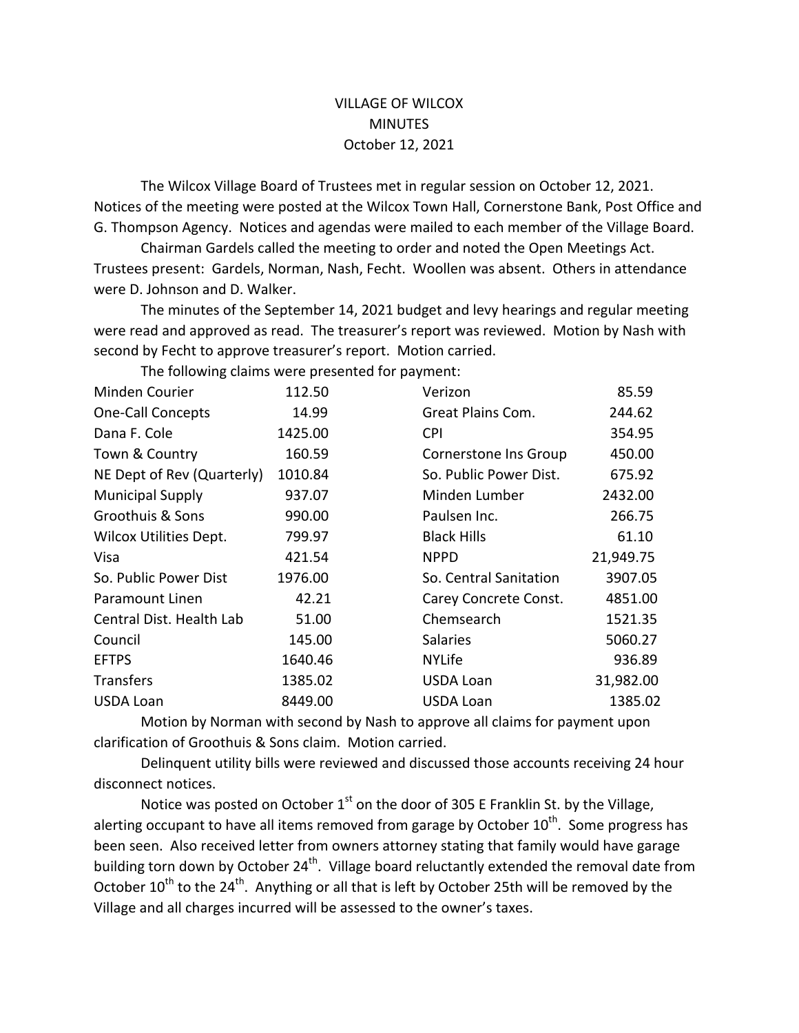# VILLAGE OF WILCOX
## MINUTES
### October 12, 2021

The Wilcox Village Board of Trustees met in regular session on October 12, 2021. Notices of the meeting were posted at the Wilcox Town Hall, Cornerstone Bank, Post Office and G. Thompson Agency. Notices and agendas were mailed to each member of the Village Board.

Chairman Gardels called the meeting to order and noted the Open Meetings Act. Trustees present: Gardels, Norman, Nash, Fecht. Woollen was absent. Others in attendance were D. Johnson and D. Walker.

The minutes of the September 14, 2021 budget and levy hearings and regular meeting were read and approved as read. The treasurer's report was reviewed. Motion by Nash with second by Fecht to approve treasurer's report. Motion carried.

The following claims were presented for payment:

| | | | |
|---|---|---|---|
| Minden Courier | 112.50 | Verizon | 85.59 |
| One-Call Concepts | 14.99 | Great Plains Com. | 244.62 |
| Dana F. Cole | 1425.00 | CPI | 354.95 |
| Town & Country | 160.59 | Cornerstone Ins Group | 450.00 |
| NE Dept of Rev (Quarterly) | 1010.84 | So. Public Power Dist. | 675.92 |
| Municipal Supply | 937.07 | Minden Lumber | 2432.00 |
| Groothuis & Sons | 990.00 | Paulsen Inc. | 266.75 |
| Wilcox Utilities Dept. | 799.97 | Black Hills | 61.10 |
| Visa | 421.54 | NPPD | 21,949.75 |
| So. Public Power Dist | 1976.00 | So. Central Sanitation | 3907.05 |
| Paramount Linen | 42.21 | Carey Concrete Const. | 4851.00 |
| Central Dist. Health Lab | 51.00 | Chemsearch | 1521.35 |
| Council | 145.00 | Salaries | 5060.27 |
| EFTPS | 1640.46 | NYLife | 936.89 |
| Transfers | 1385.02 | USDA Loan | 31,982.00 |
| USDA Loan | 8449.00 | USDA Loan | 1385.02 |

Motion by Norman with second by Nash to approve all claims for payment upon clarification of Groothuis & Sons claim. Motion carried.

Delinquent utility bills were reviewed and discussed those accounts receiving 24 hour disconnect notices.

Notice was posted on October 1st on the door of 305 E Franklin St. by the Village, alerting occupant to have all items removed from garage by October 10th. Some progress has been seen. Also received letter from owners attorney stating that family would have garage building torn down by October 24th. Village board reluctantly extended the removal date from October 10th to the 24th. Anything or all that is left by October 25th will be removed by the Village and all charges incurred will be assessed to the owner's taxes.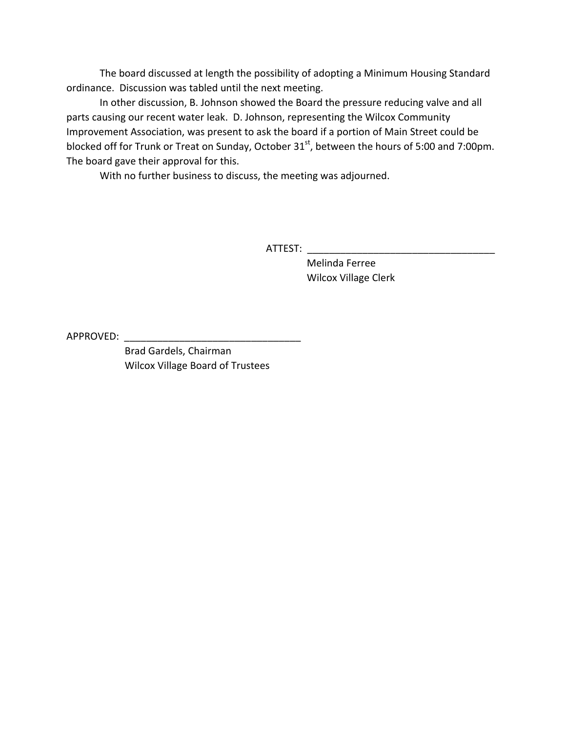The board discussed at length the possibility of adopting a Minimum Housing Standard ordinance. Discussion was tabled until the next meeting.

In other discussion, B. Johnson showed the Board the pressure reducing valve and all parts causing our recent water leak. D. Johnson, representing the Wilcox Community Improvement Association, was present to ask the board if a portion of Main Street could be blocked off for Trunk or Treat on Sunday, October 31st, between the hours of 5:00 and 7:00pm. The board gave their approval for this.

With no further business to discuss, the meeting was adjourned.

ATTEST: ___________________________________
Melinda Ferree
Wilcox Village Clerk

APPROVED: ________________________________
Brad Gardels, Chairman
Wilcox Village Board of Trustees